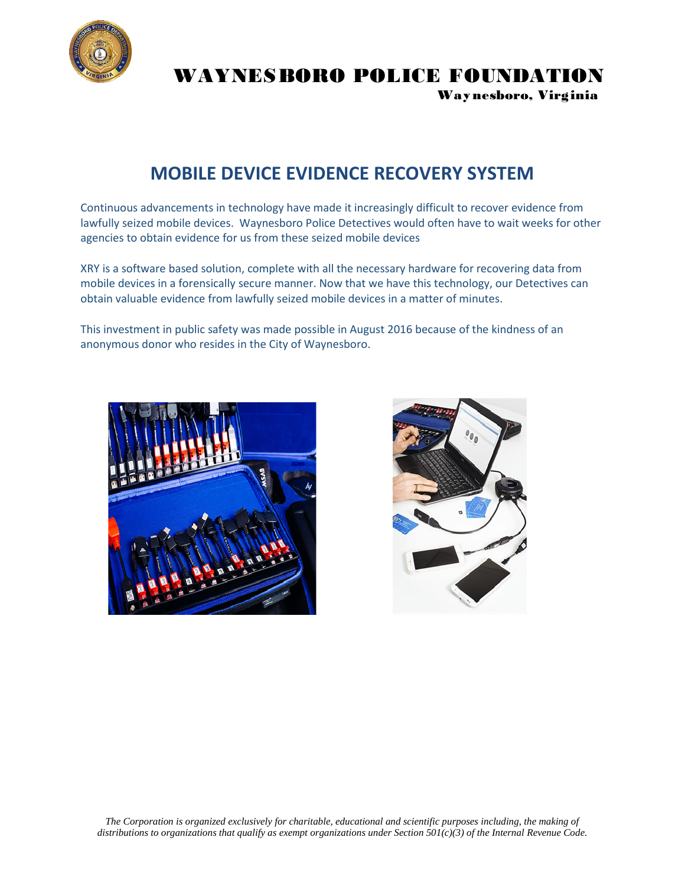# WAYNESBORO POLICE FOUNDATION

**Waynesboro, Virginia**

## MOBILE DEVICE EVIDENCE RECOVERY SYSTEM

Continuous advancements in technology have made it increasingly difficult to recover evidence from lawfully seized mobile devices. Waynesboro Police Detectives would often have to wait weeks for other agencies to obtain evidence for us from these seized mobile devices

XRY is a software based solution, complete with all the necessary hardware for recovering data from mobile devices in a forensically secure manner. Now that we have this technology, our Detectives can obtain valuable evidence from lawfully seized mobile devices in a matter of minutes.

This investment in public safety was made possible in August 2016 because of the kindness of an anonymous donor who resides in the City of Waynesboro.

*The Corporation is organized exclusively for charitable, educational and scientific purposes including, the making of distributions to organizations that qualify as exempt organizations under Section 501(c)(3) of the Internal Revenue Code.*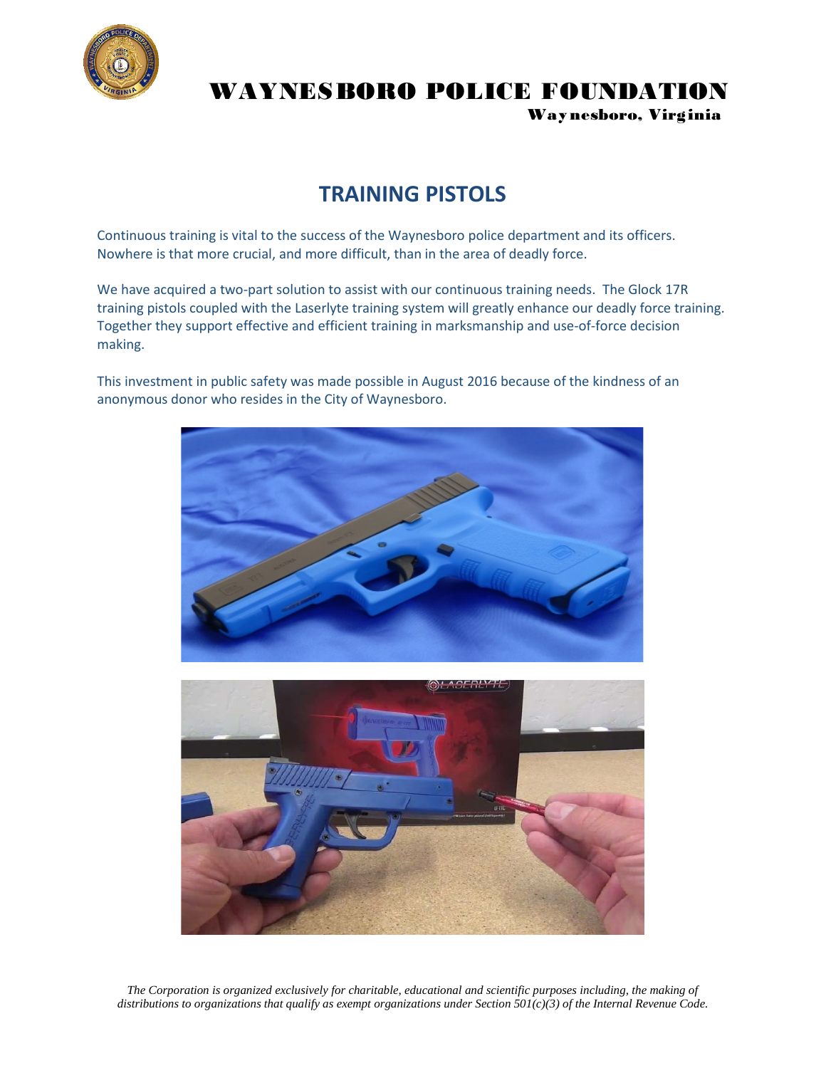# WAYNESBORO POLICE FOUNDATION

Waynesboro, Virginia

## TRAINING PISTOLS

Continuous training is vital to the success of the Waynesboro police department and its officers. Nowhere is that more crucial, and more difficult, than in the area of deadly force.

We have acquired a two-part solution to assist with our continuous training needs. The Glock 17R training pistols coupled with the Laserlyte training system will greatly enhance our deadly force training. Together they support effective and efficient training in marksmanship and use-of-force decision making.

This investment in public safety was made possible in August 2016 because of the kindness of an anonymous donor who resides in the City of Waynesboro.

*The Corporation is organized exclusively for charitable, educational and scientific purposes including, the making of distributions to organizations that qualify as exempt organizations under Section 501(c)(3) of the Internal Revenue Code.*